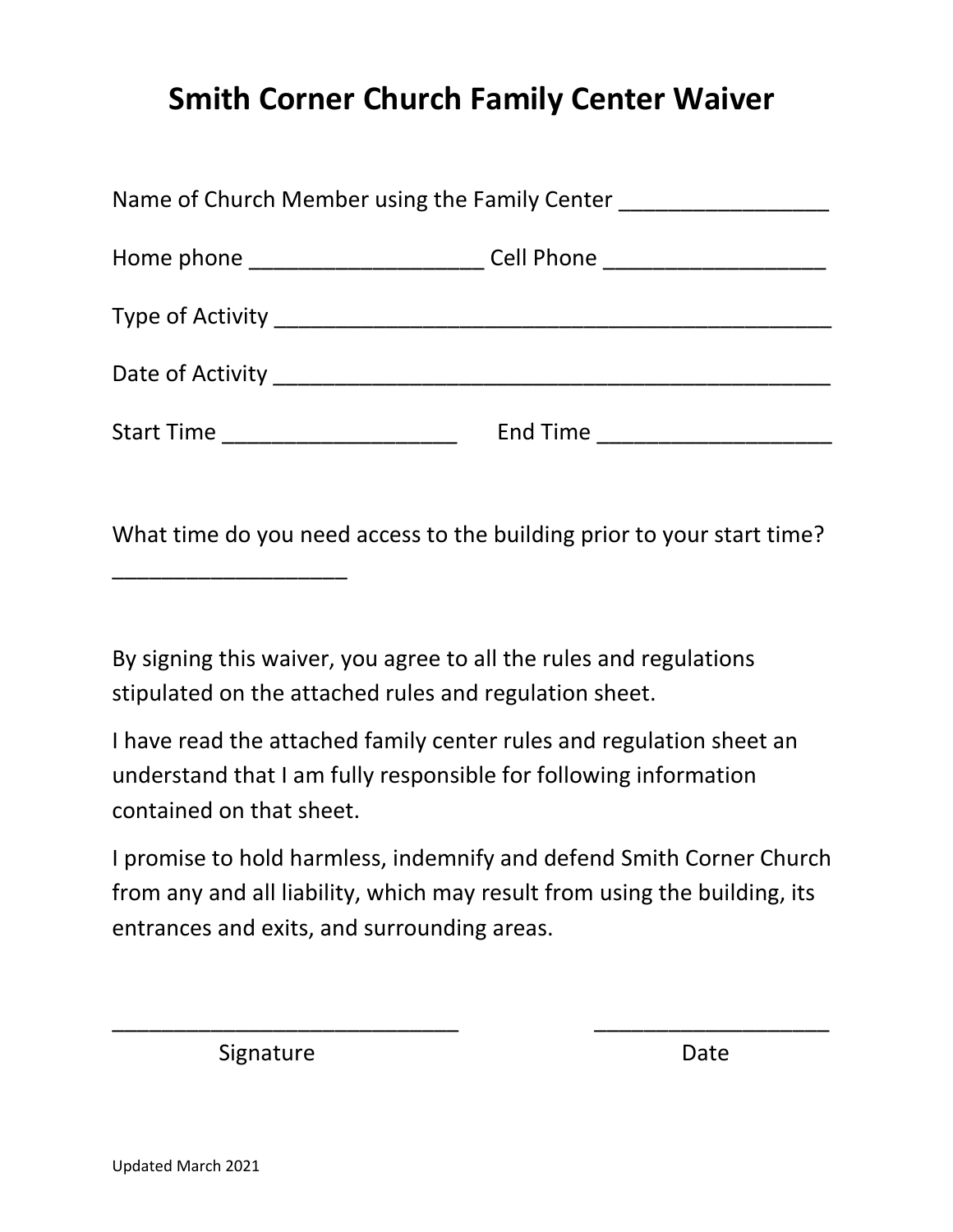# Smith Corner Church Family Center Waiver

Name of Church Member using the Family Center _________________

Home phone ___________________ Cell Phone __________________

Type of Activity _______________________________________________

Date of Activity _______________________________________________

Start Time ___________________ End Time ___________________

What time do you need access to the building prior to your start time? ___________________

By signing this waiver, you agree to all the rules and regulations stipulated on the attached rules and regulation sheet.

I have read the attached family center rules and regulation sheet an understand that I am fully responsible for following information contained on that sheet.

I promise to hold harmless, indemnify and defend Smith Corner Church from any and all liability, which may result from using the building, its entrances and exits, and surrounding areas.

_____________________________ ___________________

Signature Date

Updated March 2021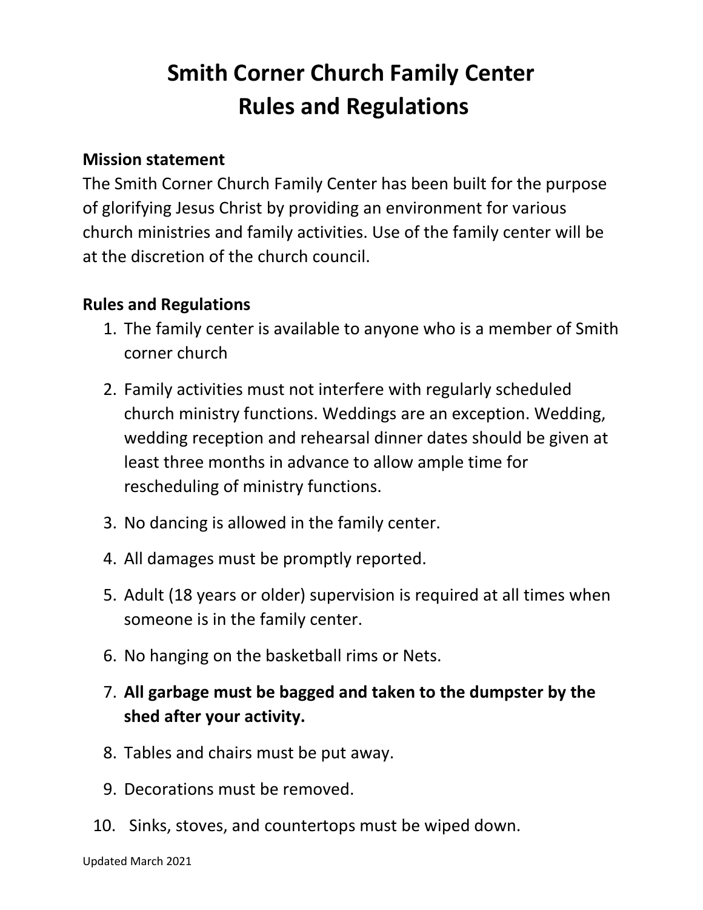# Smith Corner Church Family Center
# Rules and Regulations

**Mission statement**

The Smith Corner Church Family Center has been built for the purpose of glorifying Jesus Christ by providing an environment for various church ministries and family activities. Use of the family center will be at the discretion of the church council.

**Rules and Regulations**

1. The family center is available to anyone who is a member of Smith corner church
2. Family activities must not interfere with regularly scheduled church ministry functions. Weddings are an exception. Wedding, wedding reception and rehearsal dinner dates should be given at least three months in advance to allow ample time for rescheduling of ministry functions.
3. No dancing is allowed in the family center.
4. All damages must be promptly reported.
5. Adult (18 years or older) supervision is required at all times when someone is in the family center.
6. No hanging on the basketball rims or Nets.
7. **All garbage must be bagged and taken to the dumpster by the shed after your activity.**
8. Tables and chairs must be put away.
9. Decorations must be removed.
10. Sinks, stoves, and countertops must be wiped down.

Updated March 2021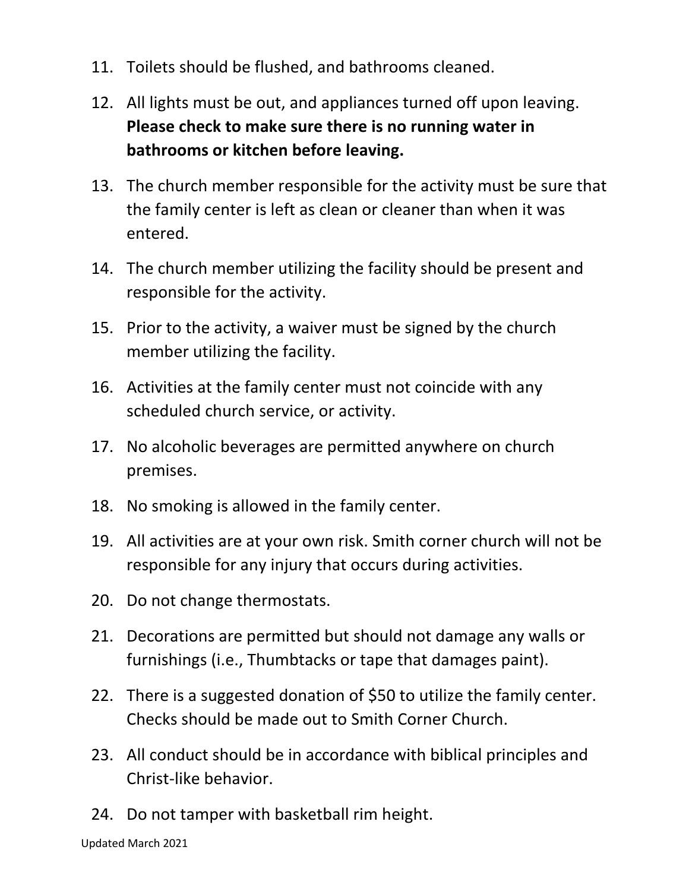11. Toilets should be flushed, and bathrooms cleaned.
12. All lights must be out, and appliances turned off upon leaving. **Please check to make sure there is no running water in bathrooms or kitchen before leaving.**
13. The church member responsible for the activity must be sure that the family center is left as clean or cleaner than when it was entered.
14. The church member utilizing the facility should be present and responsible for the activity.
15. Prior to the activity, a waiver must be signed by the church member utilizing the facility.
16. Activities at the family center must not coincide with any scheduled church service, or activity.
17. No alcoholic beverages are permitted anywhere on church premises.
18. No smoking is allowed in the family center.
19. All activities are at your own risk. Smith corner church will not be responsible for any injury that occurs during activities.
20. Do not change thermostats.
21. Decorations are permitted but should not damage any walls or furnishings (i.e., Thumbtacks or tape that damages paint).
22. There is a suggested donation of $50 to utilize the family center. Checks should be made out to Smith Corner Church.
23. All conduct should be in accordance with biblical principles and Christ-like behavior.
24. Do not tamper with basketball rim height.

Updated March 2021